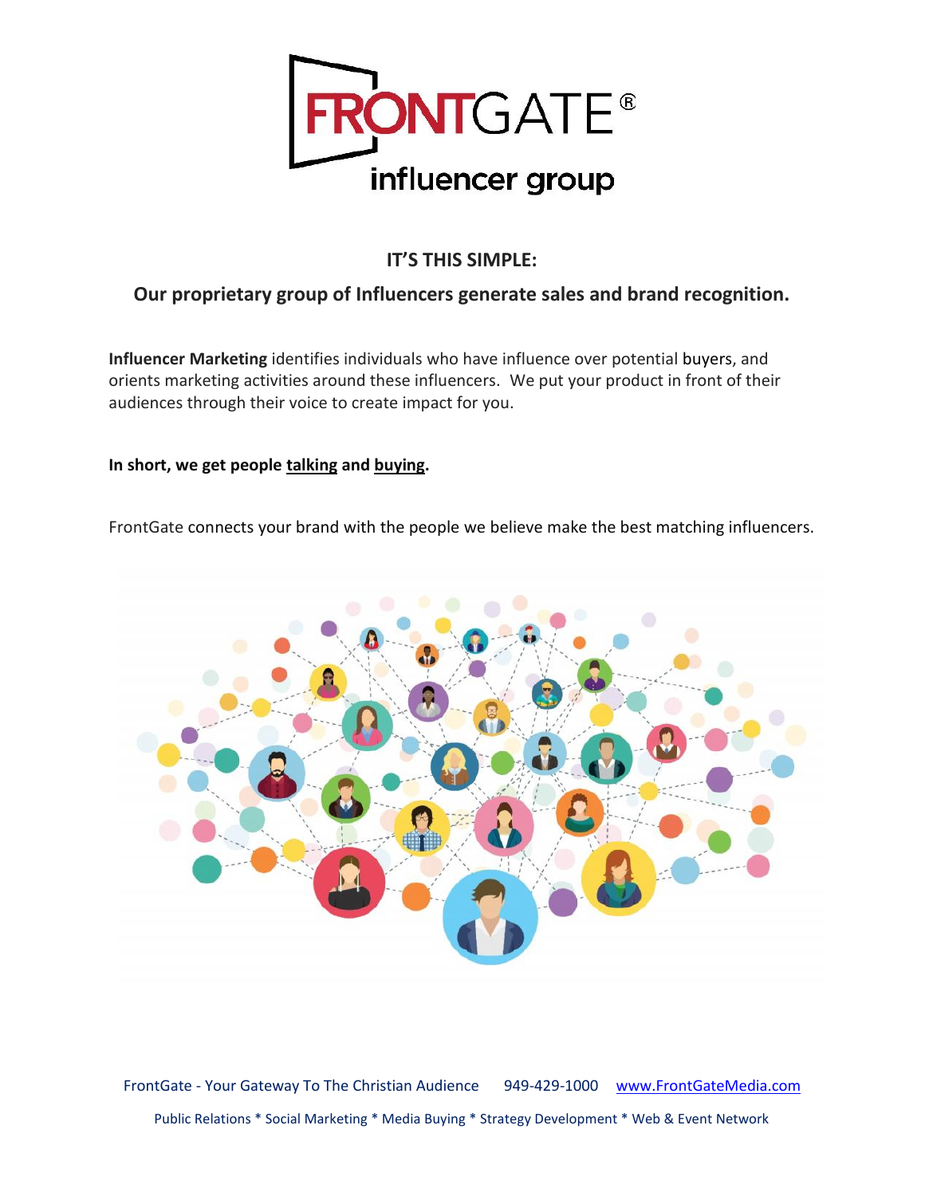FRONTGATE®

influencer group

## IT'S THIS SIMPLE:

## Our proprietary group of Influencers generate sales and brand recognition.

**Influencer Marketing** identifies individuals who have influence over potential buyers, and orients marketing activities around these influencers. We put your product in front of their audiences through their voice to create impact for you.

**In short, we get people talking and buying.**

FrontGate connects your brand with the people we believe make the best matching influencers.

FrontGate - Your Gateway To The Christian Audience 949-429-1000 www.FrontGateMedia.com

Public Relations * Social Marketing * Media Buying * Strategy Development * Web & Event Network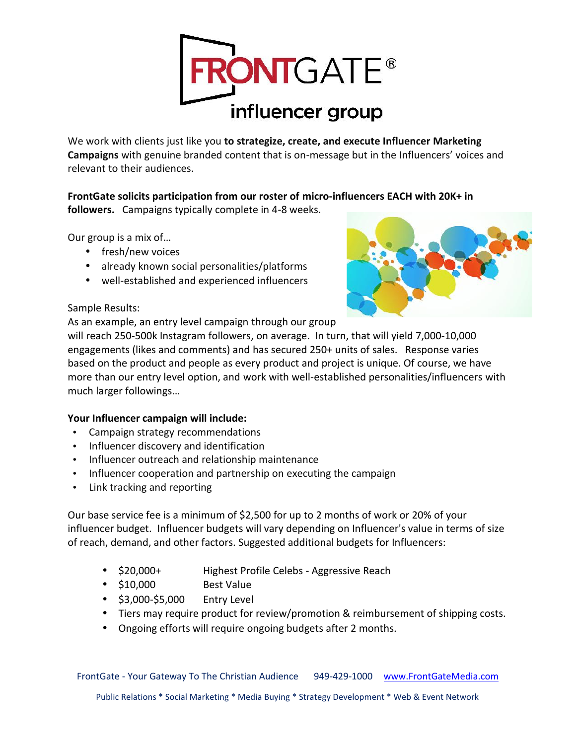# FRONTGATE®

## influencer group

We work with clients just like you **to strategize, create, and execute Influencer Marketing Campaigns** with genuine branded content that is on-message but in the Influencers' voices and relevant to their audiences.

**FrontGate solicits participation from our roster of micro-influencers EACH with 20K+ in followers.** Campaigns typically complete in 4-8 weeks.

Our group is a mix of…

- fresh/new voices
- already known social personalities/platforms
- well-established and experienced influencers

Sample Results:
As an example, an entry level campaign through our group will reach 250-500k Instagram followers, on average. In turn, that will yield 7,000-10,000 engagements (likes and comments) and has secured 250+ units of sales. Response varies based on the product and people as every product and project is unique. Of course, we have more than our entry level option, and work with well-established personalities/influencers with much larger followings…

**Your Influencer campaign will include:**

- Campaign strategy recommendations
- Influencer discovery and identification
- Influencer outreach and relationship maintenance
- Influencer cooperation and partnership on executing the campaign
- Link tracking and reporting

Our base service fee is a minimum of $2,500 for up to 2 months of work or 20% of your influencer budget. Influencer budgets will vary depending on Influencer's value in terms of size of reach, demand, and other factors. Suggested additional budgets for Influencers:

- $20,000+ Highest Profile Celebs - Aggressive Reach
- $10,000 Best Value
- $3,000-$5,000 Entry Level
- Tiers may require product for review/promotion & reimbursement of shipping costs.
- Ongoing efforts will require ongoing budgets after 2 months.

FrontGate - Your Gateway To The Christian Audience 949-429-1000 www.FrontGateMedia.com

Public Relations * Social Marketing * Media Buying * Strategy Development * Web & Event Network